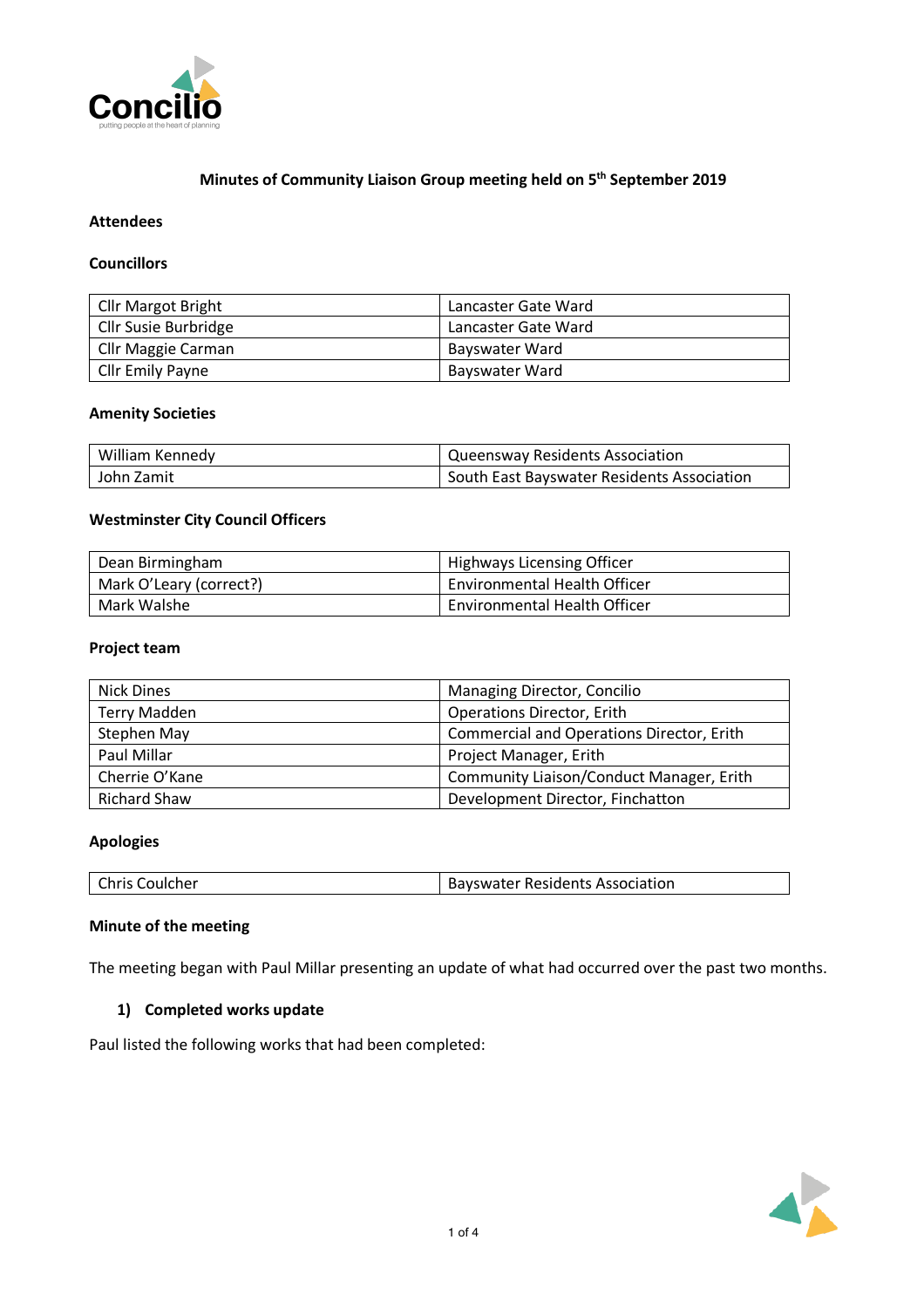## Minutes of Community Liaison Group meeting held on 5th September 2019

### Attendees

### Councillors

| | |
|---|---|
| Cllr Margot Bright | Lancaster Gate Ward |
| Cllr Susie Burbridge | Lancaster Gate Ward |
| Cllr Maggie Carman | Bayswater Ward |
| Cllr Emily Payne | Bayswater Ward |

### Amenity Societies

| | |
|---|---|
| William Kennedy | Queensway Residents Association |
| John Zamit | South East Bayswater Residents Association |

### Westminster City Council Officers

| | |
|---|---|
| Dean Birmingham | Highways Licensing Officer |
| Mark O'Leary (correct?) | Environmental Health Officer |
| Mark Walshe | Environmental Health Officer |

### Project team

| | |
|---|---|
| Nick Dines | Managing Director, Concilio |
| Terry Madden | Operations Director, Erith |
| Stephen May | Commercial and Operations Director, Erith |
| Paul Millar | Project Manager, Erith |
| Cherrie O'Kane | Community Liaison/Conduct Manager, Erith |
| Richard Shaw | Development Director, Finchatton |

### Apologies

| | |
|---|---|
| Chris Coulcher | Bayswater Residents Association |

### Minute of the meeting

The meeting began with Paul Millar presenting an update of what had occurred over the past two months.

1) **Completed works update**

Paul listed the following works that had been completed: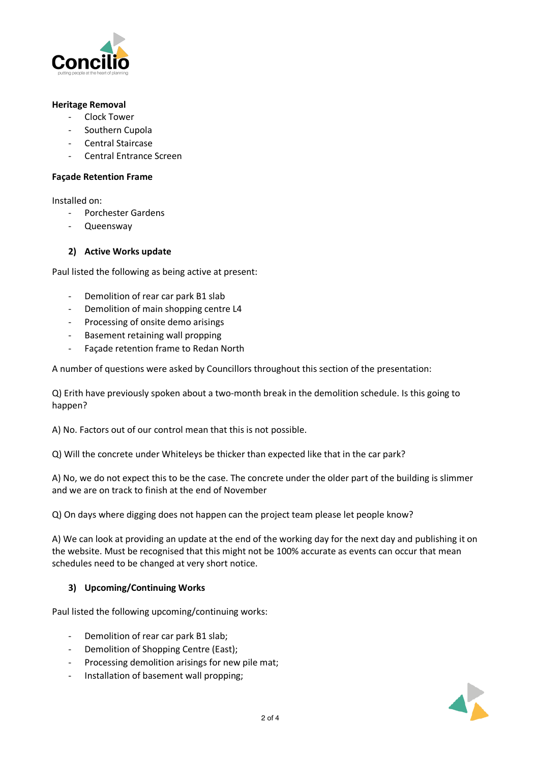**Heritage Removal**

- Clock Tower
- Southern Cupola
- Central Staircase
- Central Entrance Screen

**Façade Retention Frame**

Installed on:

- Porchester Gardens
- Queensway

### 2) Active Works update

Paul listed the following as being active at present:

- Demolition of rear car park B1 slab
- Demolition of main shopping centre L4
- Processing of onsite demo arisings
- Basement retaining wall propping
- Façade retention frame to Redan North

A number of questions were asked by Councillors throughout this section of the presentation:

Q) Erith have previously spoken about a two-month break in the demolition schedule. Is this going to happen?

A) No. Factors out of our control mean that this is not possible.

Q) Will the concrete under Whiteleys be thicker than expected like that in the car park?

A) No, we do not expect this to be the case. The concrete under the older part of the building is slimmer and we are on track to finish at the end of November

Q) On days where digging does not happen can the project team please let people know?

A) We can look at providing an update at the end of the working day for the next day and publishing it on the website. Must be recognised that this might not be 100% accurate as events can occur that mean schedules need to be changed at very short notice.

### 3) Upcoming/Continuing Works

Paul listed the following upcoming/continuing works:

- Demolition of rear car park B1 slab;
- Demolition of Shopping Centre (East);
- Processing demolition arisings for new pile mat;
- Installation of basement wall propping;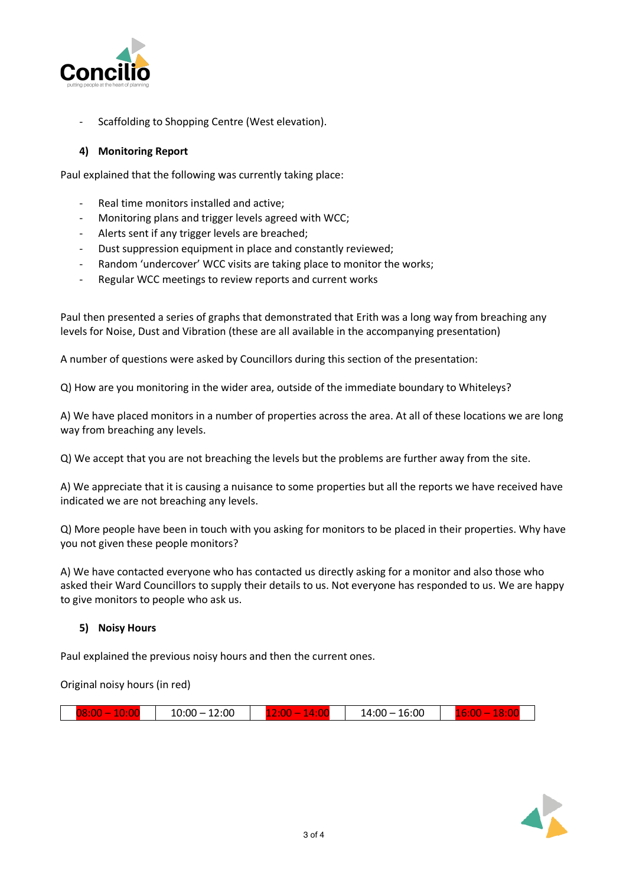- Scaffolding to Shopping Centre (West elevation).

4) **Monitoring Report**

Paul explained that the following was currently taking place:

- Real time monitors installed and active;
- Monitoring plans and trigger levels agreed with WCC;
- Alerts sent if any trigger levels are breached;
- Dust suppression equipment in place and constantly reviewed;
- Random 'undercover' WCC visits are taking place to monitor the works;
- Regular WCC meetings to review reports and current works

Paul then presented a series of graphs that demonstrated that Erith was a long way from breaching any levels for Noise, Dust and Vibration (these are all available in the accompanying presentation)

A number of questions were asked by Councillors during this section of the presentation:

Q) How are you monitoring in the wider area, outside of the immediate boundary to Whiteleys?

A) We have placed monitors in a number of properties across the area. At all of these locations we are long way from breaching any levels.

Q) We accept that you are not breaching the levels but the problems are further away from the site.

A) We appreciate that it is causing a nuisance to some properties but all the reports we have received have indicated we are not breaching any levels.

Q) More people have been in touch with you asking for monitors to be placed in their properties. Why have you not given these people monitors?

A) We have contacted everyone who has contacted us directly asking for a monitor and also those who asked their Ward Councillors to supply their details to us. Not everyone has responded to us. We are happy to give monitors to people who ask us.

5) **Noisy Hours**

Paul explained the previous noisy hours and then the current ones.

Original noisy hours (in red)

| 08:00 – 10:00 | 10:00 – 12:00 | 12:00 – 14:00 | 14:00 – 16:00 | 16:00 – 18:00 |
|---|---|---|---|---|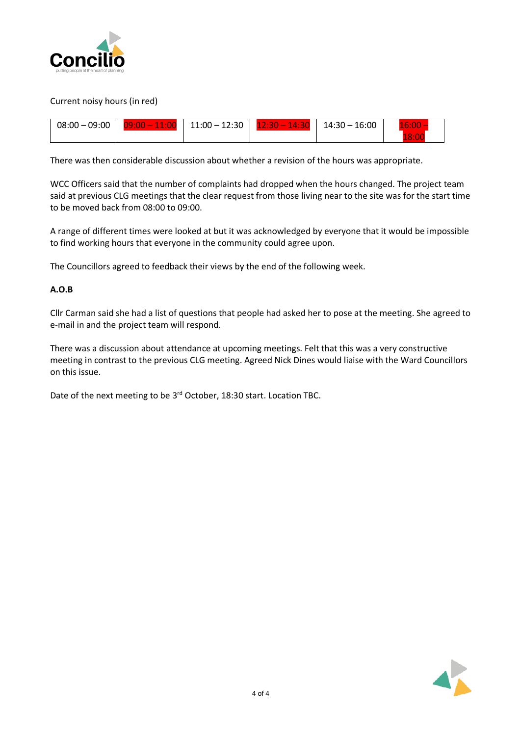Current noisy hours (in red)

| | | | | | |
|---|---|---|---|---|---|
| 08:00 – 09:00 | 09:00 – 11:00 | 11:00 – 12:30 | 12:30 – 14:30 | 14:30 – 16:00 | 16:00 – 18:00 |

There was then considerable discussion about whether a revision of the hours was appropriate.

WCC Officers said that the number of complaints had dropped when the hours changed. The project team said at previous CLG meetings that the clear request from those living near to the site was for the start time to be moved back from 08:00 to 09:00.

A range of different times were looked at but it was acknowledged by everyone that it would be impossible to find working hours that everyone in the community could agree upon.

The Councillors agreed to feedback their views by the end of the following week.

**A.O.B**

Cllr Carman said she had a list of questions that people had asked her to pose at the meeting. She agreed to e-mail in and the project team will respond.

There was a discussion about attendance at upcoming meetings. Felt that this was a very constructive meeting in contrast to the previous CLG meeting. Agreed Nick Dines would liaise with the Ward Councillors on this issue.

Date of the next meeting to be 3rd October, 18:30 start. Location TBC.